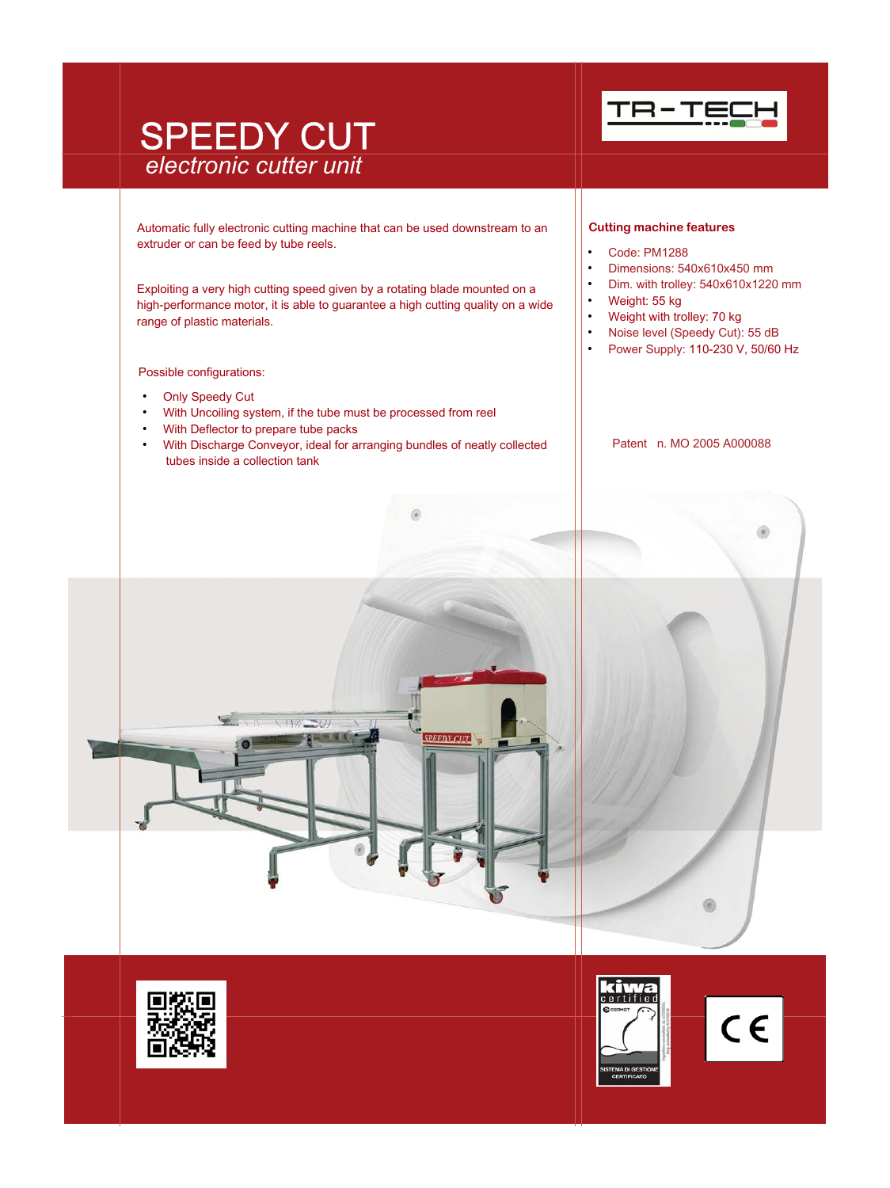# SPEEDY CUT

*electronic cutter unit*

Automatic fully electronic cutting machine that can be used downstream to an extruder or can be feed by tube reels.

Exploiting a very high cutting speed given by a rotating blade mounted on a high-performance motor, it is able to guarantee a high cutting quality on a wide range of plastic materials.

Possible configurations:

- Only Speedy Cut
- With Uncoiling system, if the tube must be processed from reel
- With Deflector to prepare tube packs
- With Discharge Conveyor, ideal for arranging bundles of neatly collected tubes inside a collection tank

**Cutting machine features**

- Code: PM1288
- Dimensions: 540x610x450 mm
- Dim. with trolley: 540x610x1220 mm
- Weight: 55 kg
- Weight with trolley: 70 kg
- Noise level (Speedy Cut): 55 dB
- Power Supply: 110-230 V, 50/60 Hz

Patent n. MO 2005 A000088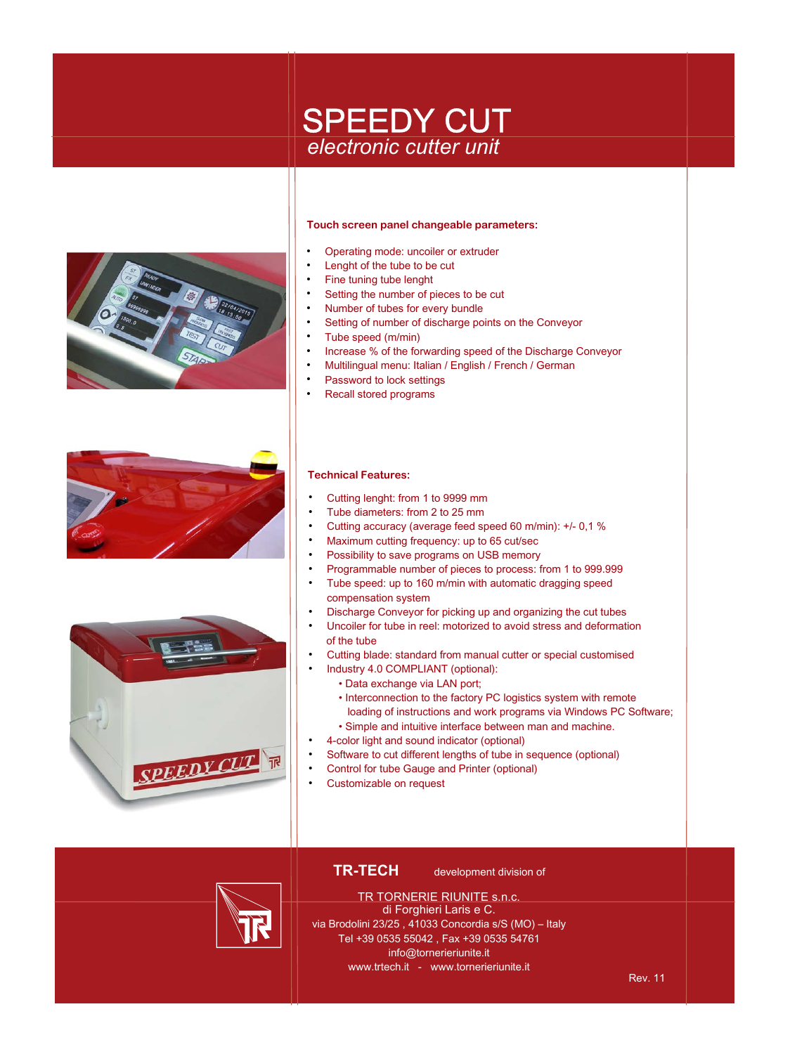# SPEEDY CUT

*electronic cutter unit*

**Touch screen panel changeable parameters:**

- Operating mode: uncoiler or extruder
- Lenght of the tube to be cut
- Fine tuning tube lenght
- Setting the number of pieces to be cut
- Number of tubes for every bundle
- Setting of number of discharge points on the Conveyor
- Tube speed (m/min)
- Increase % of the forwarding speed of the Discharge Conveyor
- Multilingual menu: Italian / English / French / German
- Password to lock settings
- Recall stored programs

**Technical Features:**

- Cutting lenght: from 1 to 9999 mm
- Tube diameters: from 2 to 25 mm
- Cutting accuracy (average feed speed 60 m/min): +/- 0,1 %
- Maximum cutting frequency: up to 65 cut/sec
- Possibility to save programs on USB memory
- Programmable number of pieces to process: from 1 to 999.999
- Tube speed: up to 160 m/min with automatic dragging speed compensation system
- Discharge Conveyor for picking up and organizing the cut tubes
- Uncoiler for tube in reel: motorized to avoid stress and deformation of the tube
- Cutting blade: standard from manual cutter or special customised
- Industry 4.0 COMPLIANT (optional):
  - Data exchange via LAN port;
  - Interconnection to the factory PC logistics system with remote loading of instructions and work programs via Windows PC Software;
  - Simple and intuitive interface between man and machine.
- 4-color light and sound indicator (optional)
- Software to cut different lengths of tube in sequence (optional)
- Control for tube Gauge and Printer (optional)
- Customizable on request

**TR-TECH** development division of

TR TORNERIE RIUNITE s.n.c.
di Forghieri Laris e C.
via Brodolini 23/25 , 41033 Concordia s/S (MO) – Italy
Tel +39 0535 55042 , Fax +39 0535 54761
info@tornerieriunite.it
www.trtech.it - www.tornerieriunite.it

Rev. 11